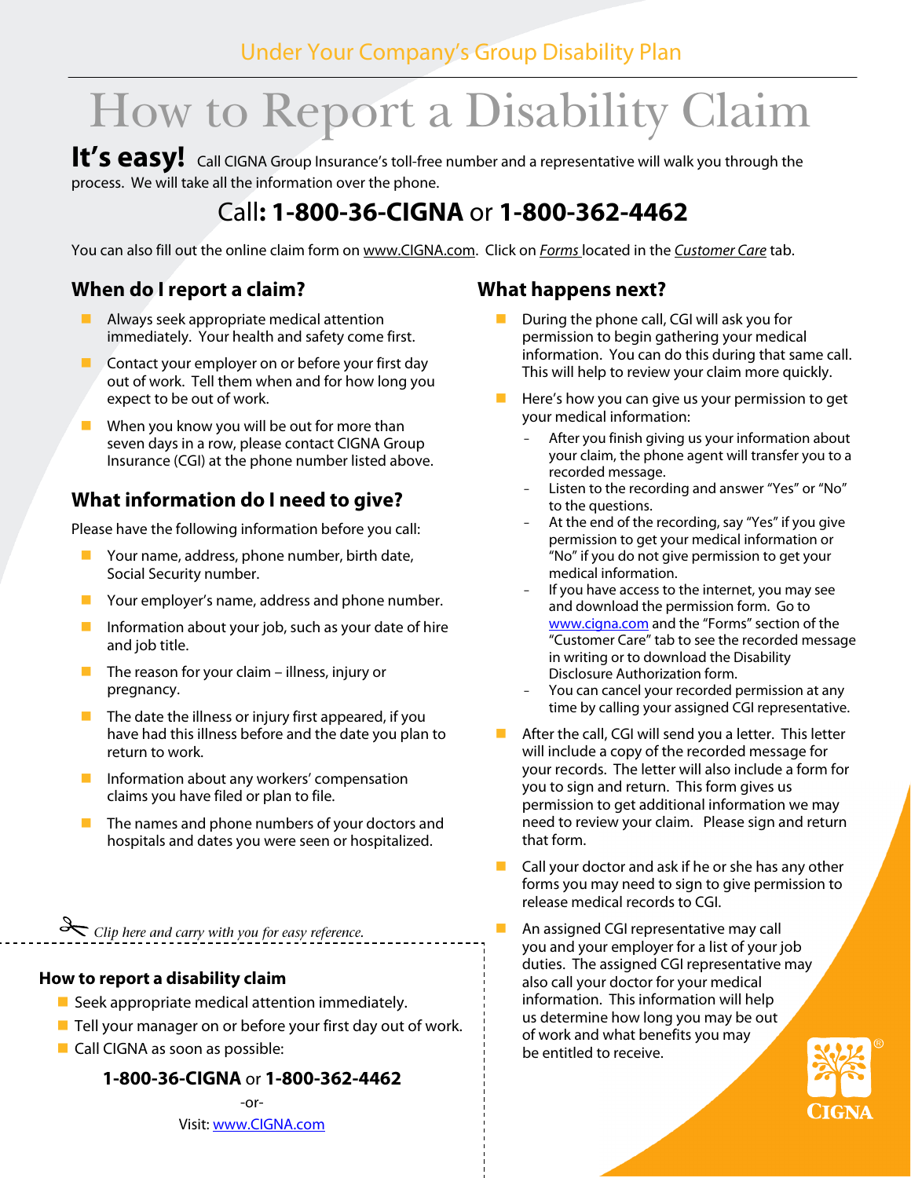Under Your Company's Group Disability Plan

# How to Report a Disability Claim

**It's easy!** Call CIGNA Group Insurance's toll-free number and a representative will walk you through the process. We will take all the information over the phone.

## Call: **1-800-36-CIGNA** or **1-800-362-4462**

You can also fill out the online claim form on www.CIGNA.com. Click on *Forms* located in the *Customer Care* tab.

## When do I report a claim?

- Always seek appropriate medical attention immediately. Your health and safety come first.
- Contact your employer on or before your first day out of work. Tell them when and for how long you expect to be out of work.
- When you know you will be out for more than seven days in a row, please contact CIGNA Group Insurance (CGI) at the phone number listed above.

## What information do I need to give?

Please have the following information before you call:

- Your name, address, phone number, birth date, Social Security number.
- Your employer's name, address and phone number.
- Information about your job, such as your date of hire and job title.
- The reason for your claim – illness, injury or pregnancy.
- The date the illness or injury first appeared, if you have had this illness before and the date you plan to return to work.
- Information about any workers' compensation claims you have filed or plan to file.
- The names and phone numbers of your doctors and hospitals and dates you were seen or hospitalized.

## What happens next?

- During the phone call, CGI will ask you for permission to begin gathering your medical information. You can do this during that same call. This will help to review your claim more quickly.
- Here's how you can give us your permission to get your medical information:
  - After you finish giving us your information about your claim, the phone agent will transfer you to a recorded message.
  - Listen to the recording and answer "Yes" or "No" to the questions.
  - At the end of the recording, say "Yes" if you give permission to get your medical information or "No" if you do not give permission to get your medical information.
  - If you have access to the internet, you may see and download the permission form. Go to www.cigna.com and the "Forms" section of the "Customer Care" tab to see the recorded message in writing or to download the Disability Disclosure Authorization form.
  - You can cancel your recorded permission at any time by calling your assigned CGI representative.
- After the call, CGI will send you a letter. This letter will include a copy of the recorded message for your records. The letter will also include a form for you to sign and return. This form gives us permission to get additional information we may need to review your claim. Please sign and return that form.
- Call your doctor and ask if he or she has any other forms you may need to sign to give permission to release medical records to CGI.
- An assigned CGI representative may call you and your employer for a list of your job duties. The assigned CGI representative may also call your doctor for your medical information. This information will help us determine how long you may be out of work and what benefits you may be entitled to receive.

*Clip here and carry with you for easy reference.*

---

### How to report a disability claim

- Seek appropriate medical attention immediately.
- Tell your manager on or before your first day out of work.
- Call CIGNA as soon as possible:

**1-800-36-CIGNA** or **1-800-362-4462**

-or-

Visit: www.CIGNA.com

CIGNA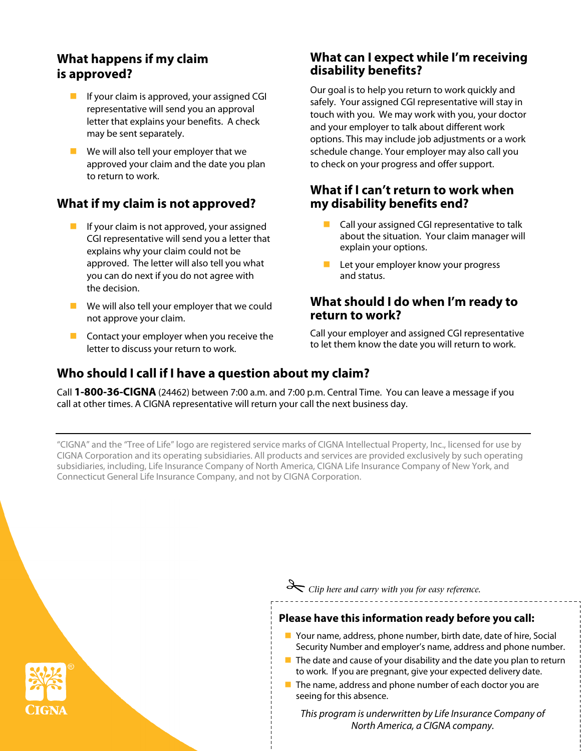## What happens if my claim is approved?

- If your claim is approved, your assigned CGI representative will send you an approval letter that explains your benefits. A check may be sent separately.
- We will also tell your employer that we approved your claim and the date you plan to return to work.

## What if my claim is not approved?

- If your claim is not approved, your assigned CGI representative will send you a letter that explains why your claim could not be approved. The letter will also tell you what you can do next if you do not agree with the decision.
- We will also tell your employer that we could not approve your claim.
- Contact your employer when you receive the letter to discuss your return to work.

## What can I expect while I'm receiving disability benefits?

Our goal is to help you return to work quickly and safely. Your assigned CGI representative will stay in touch with you. We may work with you, your doctor and your employer to talk about different work options. This may include job adjustments or a work schedule change. Your employer may also call you to check on your progress and offer support.

## What if I can't return to work when my disability benefits end?

- Call your assigned CGI representative to talk about the situation. Your claim manager will explain your options.
- Let your employer know your progress and status.

## What should I do when I'm ready to return to work?

Call your employer and assigned CGI representative to let them know the date you will return to work.

## Who should I call if I have a question about my claim?

Call **1-800-36-CIGNA** (24462) between 7:00 a.m. and 7:00 p.m. Central Time. You can leave a message if you call at other times. A CIGNA representative will return your call the next business day.

---

"CIGNA" and the "Tree of Life" logo are registered service marks of CIGNA Intellectual Property, Inc., licensed for use by CIGNA Corporation and its operating subsidiaries. All products and services are provided exclusively by such operating subsidiaries, including, Life Insurance Company of North America, CIGNA Life Insurance Company of New York, and Connecticut General Life Insurance Company, and not by CIGNA Corporation.

*Clip here and carry with you for easy reference.*

### Please have this information ready before you call:

- Your name, address, phone number, birth date, date of hire, Social Security Number and employer's name, address and phone number.
- The date and cause of your disability and the date you plan to return to work. If you are pregnant, give your expected delivery date.
- The name, address and phone number of each doctor you are seeing for this absence.

*This program is underwritten by Life Insurance Company of North America, a CIGNA company.*

CIGNA